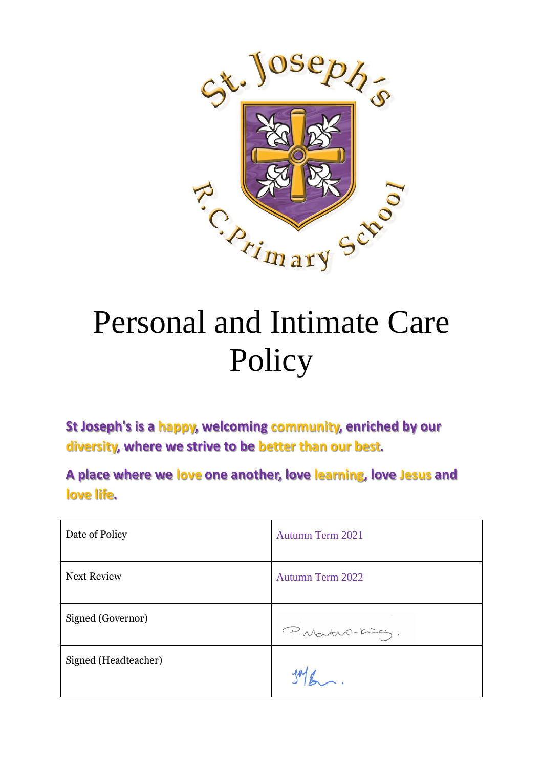# Personal and Intimate Care Policy

**St Joseph's is a happy, welcoming community, enriched by our diversity, where we strive to be better than our best.**

**A place where we love one another, love learning, love Jesus and love life.**

| Date of Policy | Autumn Term 2021 |
| --- | --- |
| Next Review | Autumn Term 2022 |
| Signed (Governor) | P.Martin-King. |
| Signed (Headteacher) | |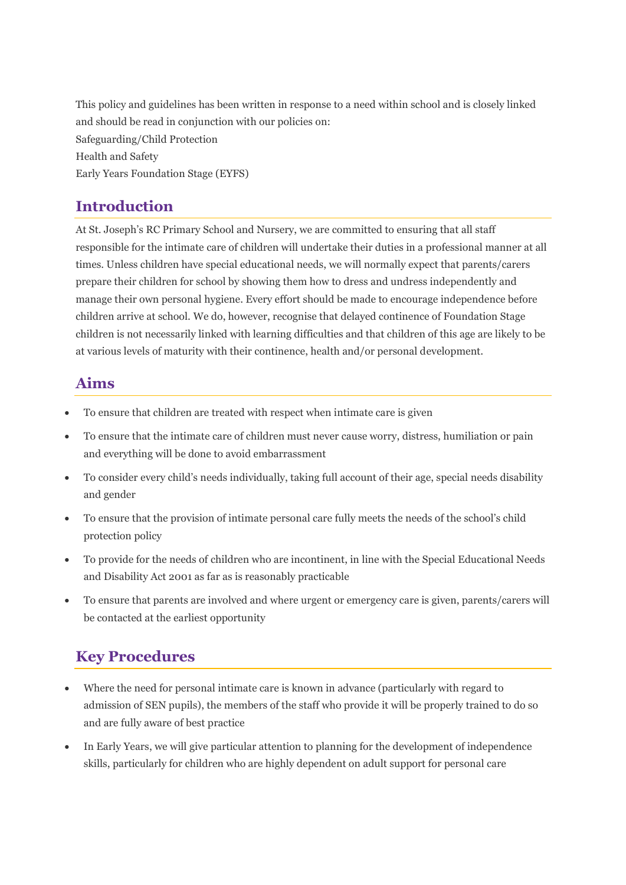This policy and guidelines has been written in response to a need within school and is closely linked and should be read in conjunction with our policies on:
Safeguarding/Child Protection
Health and Safety
Early Years Foundation Stage (EYFS)

## Introduction

At St. Joseph's RC Primary School and Nursery, we are committed to ensuring that all staff responsible for the intimate care of children will undertake their duties in a professional manner at all times. Unless children have special educational needs, we will normally expect that parents/carers prepare their children for school by showing them how to dress and undress independently and manage their own personal hygiene. Every effort should be made to encourage independence before children arrive at school. We do, however, recognise that delayed continence of Foundation Stage children is not necessarily linked with learning difficulties and that children of this age are likely to be at various levels of maturity with their continence, health and/or personal development.

## Aims

- To ensure that children are treated with respect when intimate care is given
- To ensure that the intimate care of children must never cause worry, distress, humiliation or pain and everything will be done to avoid embarrassment
- To consider every child's needs individually, taking full account of their age, special needs disability and gender
- To ensure that the provision of intimate personal care fully meets the needs of the school's child protection policy
- To provide for the needs of children who are incontinent, in line with the Special Educational Needs and Disability Act 2001 as far as is reasonably practicable
- To ensure that parents are involved and where urgent or emergency care is given, parents/carers will be contacted at the earliest opportunity

## Key Procedures

- Where the need for personal intimate care is known in advance (particularly with regard to admission of SEN pupils), the members of the staff who provide it will be properly trained to do so and are fully aware of best practice
- In Early Years, we will give particular attention to planning for the development of independence skills, particularly for children who are highly dependent on adult support for personal care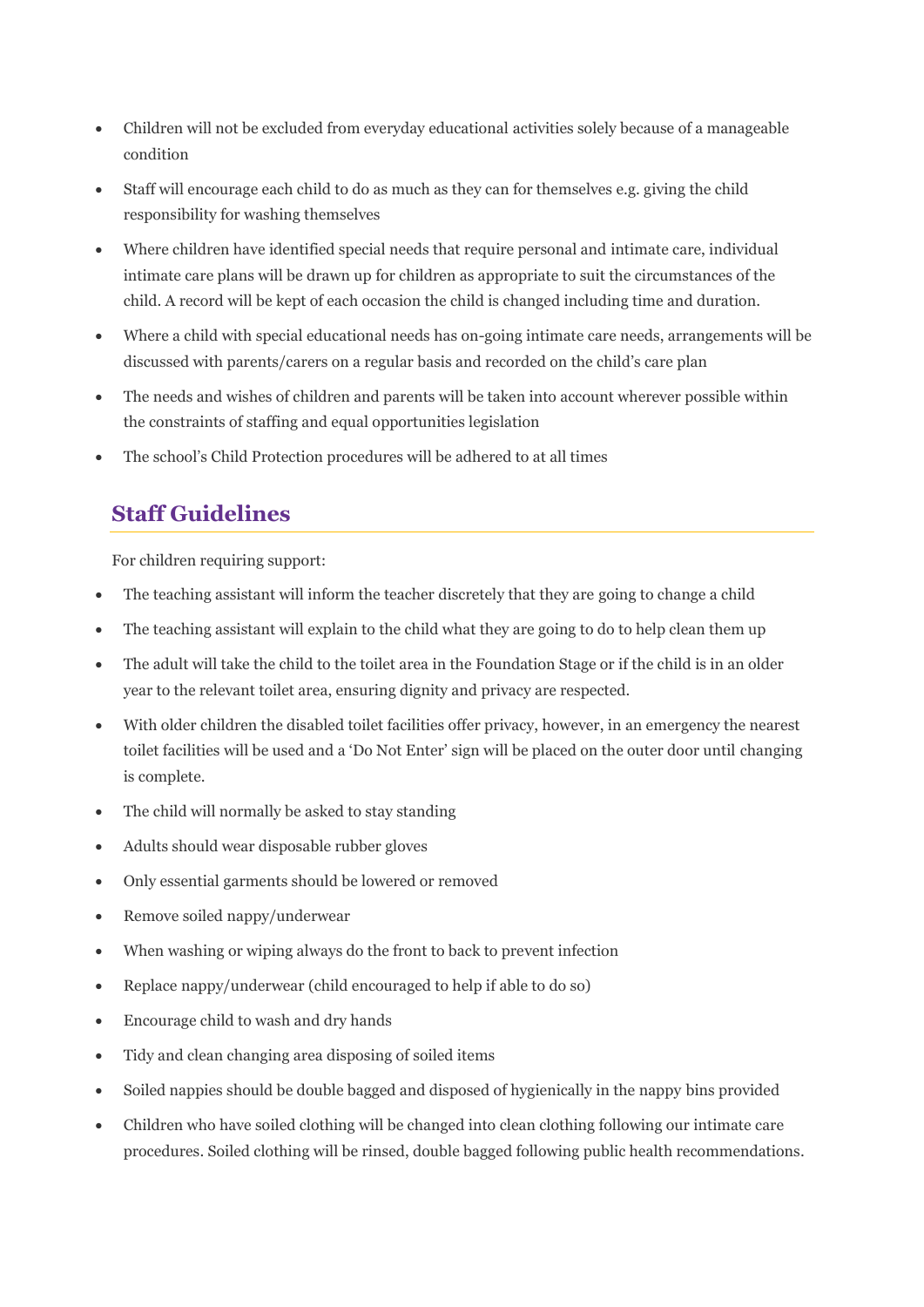- Children will not be excluded from everyday educational activities solely because of a manageable condition
- Staff will encourage each child to do as much as they can for themselves e.g. giving the child responsibility for washing themselves
- Where children have identified special needs that require personal and intimate care, individual intimate care plans will be drawn up for children as appropriate to suit the circumstances of the child. A record will be kept of each occasion the child is changed including time and duration.
- Where a child with special educational needs has on-going intimate care needs, arrangements will be discussed with parents/carers on a regular basis and recorded on the child's care plan
- The needs and wishes of children and parents will be taken into account wherever possible within the constraints of staffing and equal opportunities legislation
- The school's Child Protection procedures will be adhered to at all times

## Staff Guidelines

For children requiring support:

- The teaching assistant will inform the teacher discretely that they are going to change a child
- The teaching assistant will explain to the child what they are going to do to help clean them up
- The adult will take the child to the toilet area in the Foundation Stage or if the child is in an older year to the relevant toilet area, ensuring dignity and privacy are respected.
- With older children the disabled toilet facilities offer privacy, however, in an emergency the nearest toilet facilities will be used and a 'Do Not Enter' sign will be placed on the outer door until changing is complete.
- The child will normally be asked to stay standing
- Adults should wear disposable rubber gloves
- Only essential garments should be lowered or removed
- Remove soiled nappy/underwear
- When washing or wiping always do the front to back to prevent infection
- Replace nappy/underwear (child encouraged to help if able to do so)
- Encourage child to wash and dry hands
- Tidy and clean changing area disposing of soiled items
- Soiled nappies should be double bagged and disposed of hygienically in the nappy bins provided
- Children who have soiled clothing will be changed into clean clothing following our intimate care procedures. Soiled clothing will be rinsed, double bagged following public health recommendations.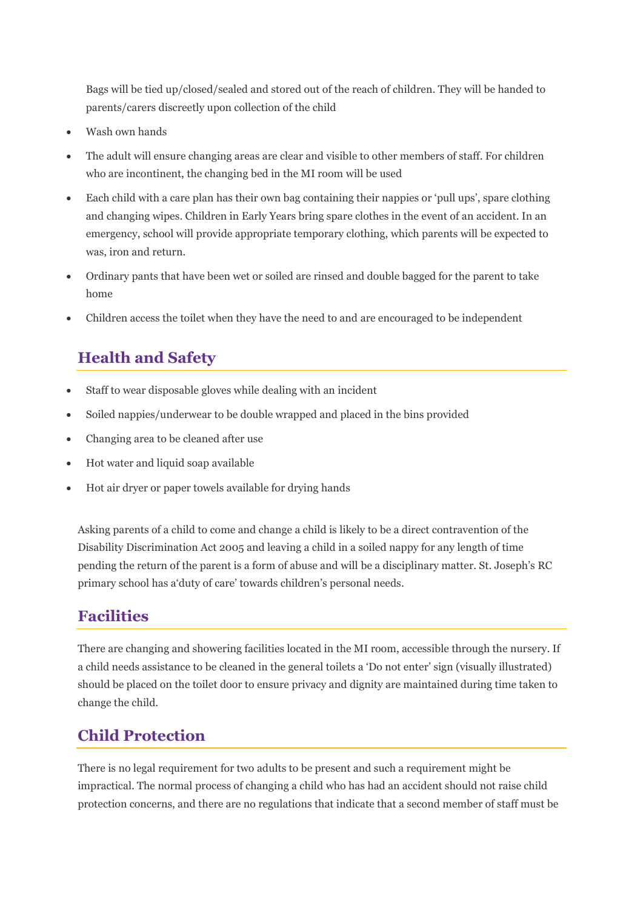Bags will be tied up/closed/sealed and stored out of the reach of children. They will be handed to parents/carers discreetly upon collection of the child

- Wash own hands
- The adult will ensure changing areas are clear and visible to other members of staff. For children who are incontinent, the changing bed in the MI room will be used
- Each child with a care plan has their own bag containing their nappies or 'pull ups', spare clothing and changing wipes. Children in Early Years bring spare clothes in the event of an accident. In an emergency, school will provide appropriate temporary clothing, which parents will be expected to was, iron and return.
- Ordinary pants that have been wet or soiled are rinsed and double bagged for the parent to take home
- Children access the toilet when they have the need to and are encouraged to be independent

## Health and Safety

- Staff to wear disposable gloves while dealing with an incident
- Soiled nappies/underwear to be double wrapped and placed in the bins provided
- Changing area to be cleaned after use
- Hot water and liquid soap available
- Hot air dryer or paper towels available for drying hands

Asking parents of a child to come and change a child is likely to be a direct contravention of the Disability Discrimination Act 2005 and leaving a child in a soiled nappy for any length of time pending the return of the parent is a form of abuse and will be a disciplinary matter. St. Joseph's RC primary school has a'duty of care' towards children's personal needs.

## Facilities

There are changing and showering facilities located in the MI room, accessible through the nursery. If a child needs assistance to be cleaned in the general toilets a 'Do not enter' sign (visually illustrated) should be placed on the toilet door to ensure privacy and dignity are maintained during time taken to change the child.

## Child Protection

There is no legal requirement for two adults to be present and such a requirement might be impractical. The normal process of changing a child who has had an accident should not raise child protection concerns, and there are no regulations that indicate that a second member of staff must be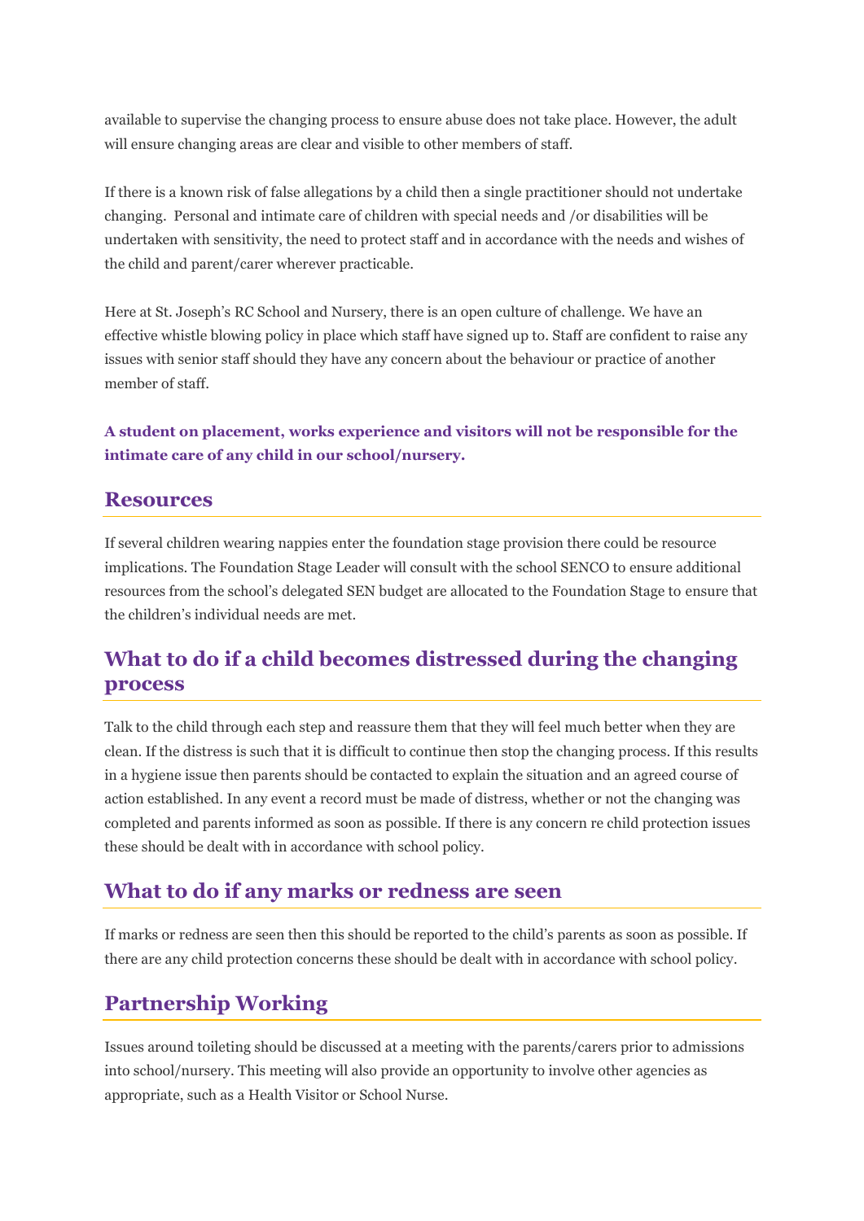available to supervise the changing process to ensure abuse does not take place. However, the adult will ensure changing areas are clear and visible to other members of staff.

If there is a known risk of false allegations by a child then a single practitioner should not undertake changing.  Personal and intimate care of children with special needs and /or disabilities will be undertaken with sensitivity, the need to protect staff and in accordance with the needs and wishes of the child and parent/carer wherever practicable.

Here at St. Joseph's RC School and Nursery, there is an open culture of challenge. We have an effective whistle blowing policy in place which staff have signed up to. Staff are confident to raise any issues with senior staff should they have any concern about the behaviour or practice of another member of staff.

**A student on placement, works experience and visitors will not be responsible for the intimate care of any child in our school/nursery.**

## Resources

If several children wearing nappies enter the foundation stage provision there could be resource implications. The Foundation Stage Leader will consult with the school SENCO to ensure additional resources from the school's delegated SEN budget are allocated to the Foundation Stage to ensure that the children's individual needs are met.

## What to do if a child becomes distressed during the changing process

Talk to the child through each step and reassure them that they will feel much better when they are clean. If the distress is such that it is difficult to continue then stop the changing process. If this results in a hygiene issue then parents should be contacted to explain the situation and an agreed course of action established. In any event a record must be made of distress, whether or not the changing was completed and parents informed as soon as possible. If there is any concern re child protection issues these should be dealt with in accordance with school policy.

## What to do if any marks or redness are seen

If marks or redness are seen then this should be reported to the child's parents as soon as possible. If there are any child protection concerns these should be dealt with in accordance with school policy.

## Partnership Working

Issues around toileting should be discussed at a meeting with the parents/carers prior to admissions into school/nursery. This meeting will also provide an opportunity to involve other agencies as appropriate, such as a Health Visitor or School Nurse.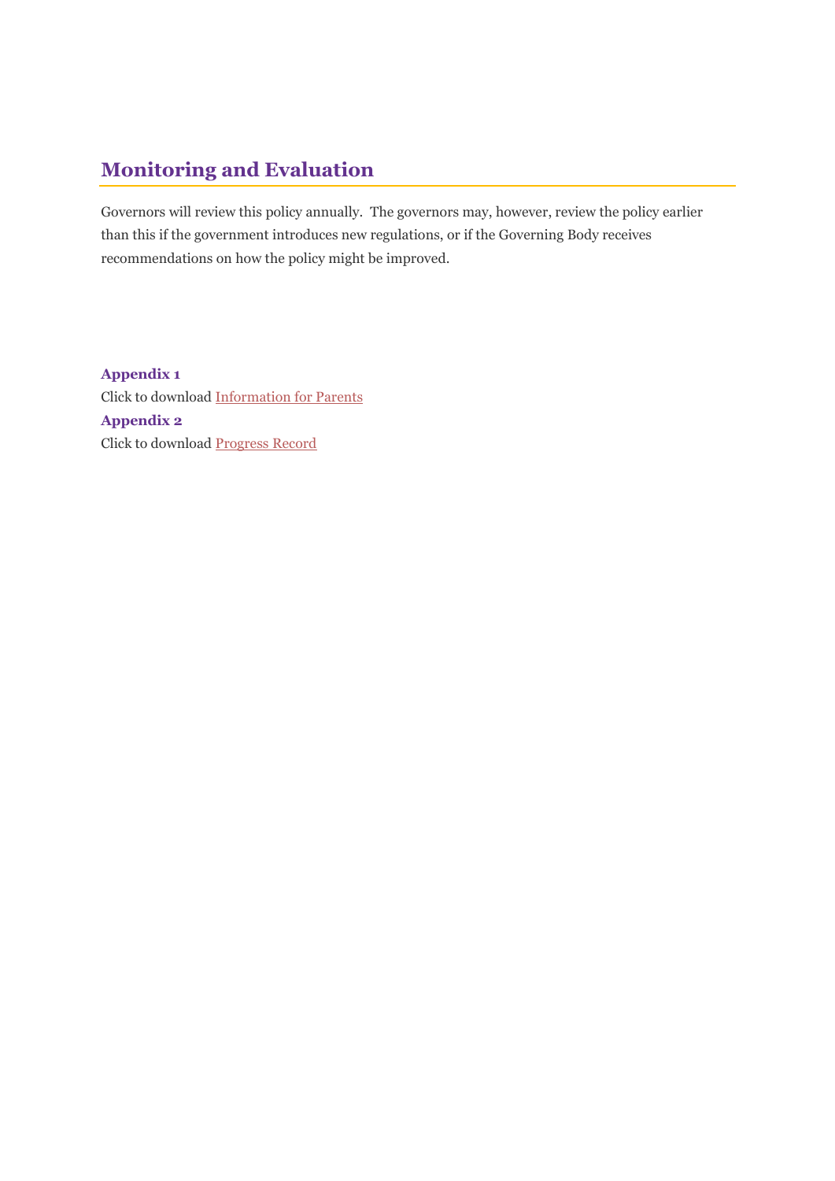## Monitoring and Evaluation

Governors will review this policy annually. The governors may, however, review the policy earlier than this if the government introduces new regulations, or if the Governing Body receives recommendations on how the policy might be improved.

**Appendix 1**

Click to download Information for Parents

**Appendix 2**

Click to download Progress Record